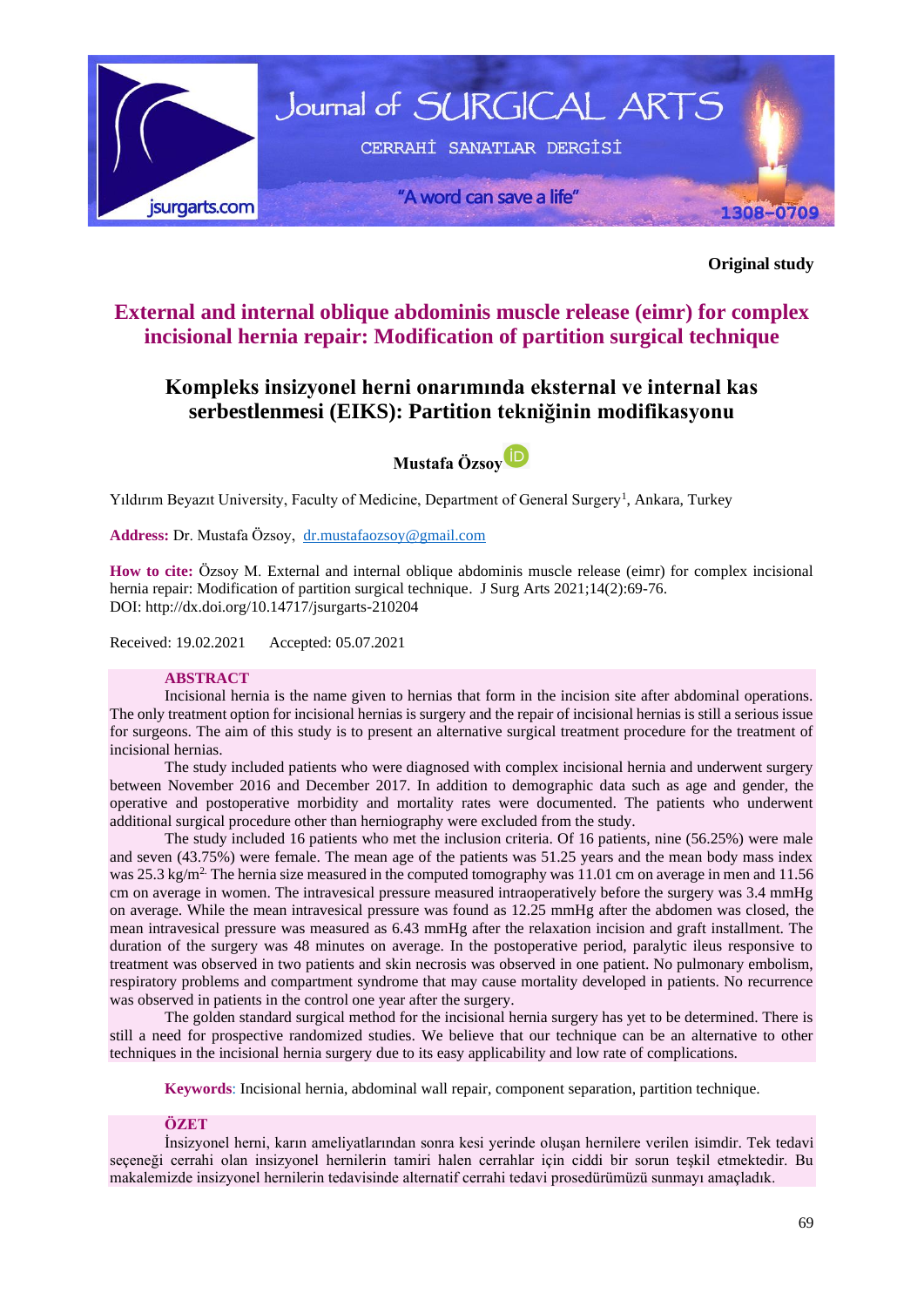**Original study**

# External and internal oblique abdominis muscle release (eimr) for complex incisional hernia repair: Modification of partition surgical technique

# Kompleks insizyonel herni onarımında eksternal ve internal kas serbestlenmesi (EIKS): Partition tekniğinin modifikasyonu

**Mustafa Özsoy**

Yıldırım Beyazıt University, Faculty of Medicine, Department of General Surgery[1], Ankara, Turkey

**Address:** Dr. Mustafa Özsoy, dr.mustafaozsoy@gmail.com

**How to cite:** Özsoy M. External and internal oblique abdominis muscle release (eimr) for complex incisional hernia repair: Modification of partition surgical technique. J Surg Arts 2021;14(2):69-76.
DOI: http://dx.doi.org/10.14717/jsurgarts-210204

Received: 19.02.2021 Accepted: 05.07.2021

## ABSTRACT

Incisional hernia is the name given to hernias that form in the incision site after abdominal operations. The only treatment option for incisional hernias is surgery and the repair of incisional hernias is still a serious issue for surgeons. The aim of this study is to present an alternative surgical treatment procedure for the treatment of incisional hernias.

The study included patients who were diagnosed with complex incisional hernia and underwent surgery between November 2016 and December 2017. In addition to demographic data such as age and gender, the operative and postoperative morbidity and mortality rates were documented. The patients who underwent additional surgical procedure other than herniography were excluded from the study.

The study included 16 patients who met the inclusion criteria. Of 16 patients, nine (56.25%) were male and seven (43.75%) were female. The mean age of the patients was 51.25 years and the mean body mass index was 25.3 kg/m$^2$. The hernia size measured in the computed tomography was 11.01 cm on average in men and 11.56 cm on average in women. The intravesical pressure measured intraoperatively before the surgery was 3.4 mmHg on average. While the mean intravesical pressure was found as 12.25 mmHg after the abdomen was closed, the mean intravesical pressure was measured as 6.43 mmHg after the relaxation incision and graft installment. The duration of the surgery was 48 minutes on average. In the postoperative period, paralytic ileus responsive to treatment was observed in two patients and skin necrosis was observed in one patient. No pulmonary embolism, respiratory problems and compartment syndrome that may cause mortality developed in patients. No recurrence was observed in patients in the control one year after the surgery.

The golden standard surgical method for the incisional hernia surgery has yet to be determined. There is still a need for prospective randomized studies. We believe that our technique can be an alternative to other techniques in the incisional hernia surgery due to its easy applicability and low rate of complications.

**Keywords**: Incisional hernia, abdominal wall repair, component separation, partition technique.

## ÖZET

İnsizyonel herni, karın ameliyatlarından sonra kesi yerinde oluşan hernilere verilen isimdir. Tek tedavi seçeneği cerrahi olan insizyonel hernilerin tamiri halen cerrahlar için ciddi bir sorun teşkil etmektedir. Bu makalemizde insizyonel hernilerin tedavisinde alternatif cerrahi tedavi prosedürümüzü sunmayı amaçladık.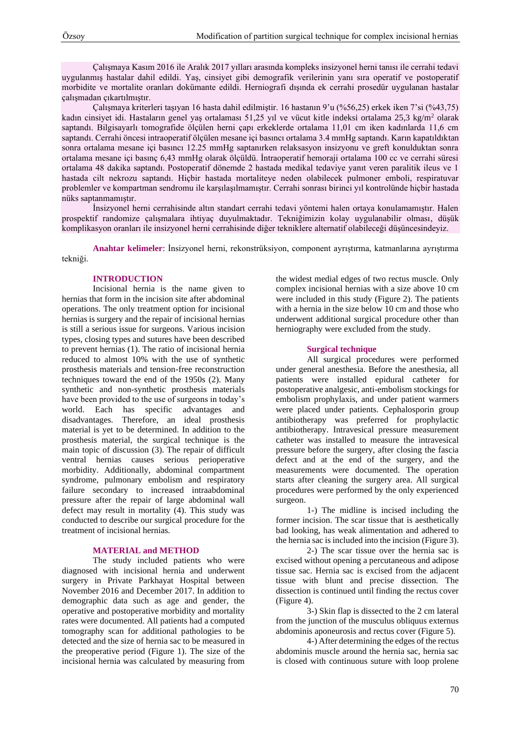Çalışmaya Kasım 2016 ile Aralık 2017 yılları arasında kompleks insizyonel herni tanısı ile cerrahi tedavi uygulanmış hastalar dahil edildi. Yaş, cinsiyet gibi demografik verilerinin yanı sıra operatif ve postoperatif morbidite ve mortalite oranları dokümante edildi. Herniografi dışında ek cerrahi prosedür uygulanan hastalar çalışmadan çıkartılmıştır.

Çalışmaya kriterleri taşıyan 16 hasta dahil edilmiştir. 16 hastanın 9'u (%56,25) erkek iken 7'si (%43,75) kadın cinsiyet idi. Hastaların genel yaş ortalaması 51,25 yıl ve vücut kitle indeksi ortalama 25,3 kg/m$^2$ olarak saptandı. Bilgisayarlı tomografide ölçülen herni çapı erkeklerde ortalama 11,01 cm iken kadınlarda 11,6 cm saptandı. Cerrahi öncesi intraoperatif ölçülen mesane içi basıncı ortalama 3.4 mmHg saptandı. Karın kapatıldıktan sonra ortalama mesane içi basıncı 12.25 mmHg saptanırken relaksasyon insizyonu ve greft konulduktan sonra ortalama mesane içi basınç 6,43 mmHg olarak ölçüldü. İntraoperatif hemoraji ortalama 100 cc ve cerrahi süresi ortalama 48 dakika saptandı. Postoperatif dönemde 2 hastada medikal tedaviye yanıt veren paralitik ileus ve 1 hastada cilt nekrozu saptandı. Hiçbir hastada mortaliteye neden olabilecek pulmoner emboli, respiratuvar problemler ve kompartman sendromu ile karşılaşılmamıştır. Cerrahi sonrası birinci yıl kontrolünde hiçbir hastada nüks saptanmamıştır.

İnsizyonel herni cerrahisinde altın standart cerrahi tedavi yöntemi halen ortaya konulamamıştır. Halen prospektif randomize çalışmalara ihtiyaç duyulmaktadır. Tekniğimizin kolay uygulanabilir olması, düşük komplikasyon oranları ile insizyonel herni cerrahisinde diğer tekniklere alternatif olabileceği düşüncesindeyiz.

**Anahtar kelimeler**: İnsizyonel herni, rekonstrüksiyon, component ayrıştırma, katmanlarına ayrıştırma tekniği.

## INTRODUCTION

Incisional hernia is the name given to hernias that form in the incision site after abdominal operations. The only treatment option for incisional hernias is surgery and the repair of incisional hernias is still a serious issue for surgeons. Various incision types, closing types and sutures have been described to prevent hernias (1). The ratio of incisional hernia reduced to almost 10% with the use of synthetic prosthesis materials and tension-free reconstruction techniques toward the end of the 1950s (2). Many synthetic and non-synthetic prosthesis materials have been provided to the use of surgeons in today's world. Each has specific advantages and disadvantages. Therefore, an ideal prosthesis material is yet to be determined. In addition to the prosthesis material, the surgical technique is the main topic of discussion (3). The repair of difficult ventral hernias causes serious perioperative morbidity. Additionally, abdominal compartment syndrome, pulmonary embolism and respiratory failure secondary to increased intraabdominal pressure after the repair of large abdominal wall defect may result in mortality (4). This study was conducted to describe our surgical procedure for the treatment of incisional hernias.

## MATERIAL and METHOD

The study included patients who were diagnosed with incisional hernia and underwent surgery in Private Parkhayat Hospital between November 2016 and December 2017. In addition to demographic data such as age and gender, the operative and postoperative morbidity and mortality rates were documented. All patients had a computed tomography scan for additional pathologies to be detected and the size of hernia sac to be measured in the preoperative period (Figure 1). The size of the incisional hernia was calculated by measuring from the widest medial edges of two rectus muscle. Only complex incisional hernias with a size above 10 cm were included in this study (Figure 2). The patients with a hernia in the size below 10 cm and those who underwent additional surgical procedure other than herniography were excluded from the study.

### Surgical technique

All surgical procedures were performed under general anesthesia. Before the anesthesia, all patients were installed epidural catheter for postoperative analgesic, anti-embolism stockings for embolism prophylaxis, and under patient warmers were placed under patients. Cephalosporin group antibiotherapy was preferred for prophylactic antibiotherapy. Intravesical pressure measurement catheter was installed to measure the intravesical pressure before the surgery, after closing the fascia defect and at the end of the surgery, and the measurements were documented. The operation starts after cleaning the surgery area. All surgical procedures were performed by the only experienced surgeon.

1-) The midline is incised including the former incision. The scar tissue that is aesthetically bad looking, has weak alimentation and adhered to the hernia sac is included into the incision (Figure 3).

2-) The scar tissue over the hernia sac is excised without opening a percutaneous and adipose tissue sac. Hernia sac is excised from the adjacent tissue with blunt and precise dissection. The dissection is continued until finding the rectus cover (Figure 4).

3-) Skin flap is dissected to the 2 cm lateral from the junction of the musculus obliquus externus abdominis aponeurosis and rectus cover (Figure 5).

4-) After determining the edges of the rectus abdominis muscle around the hernia sac, hernia sac is closed with continuous suture with loop prolene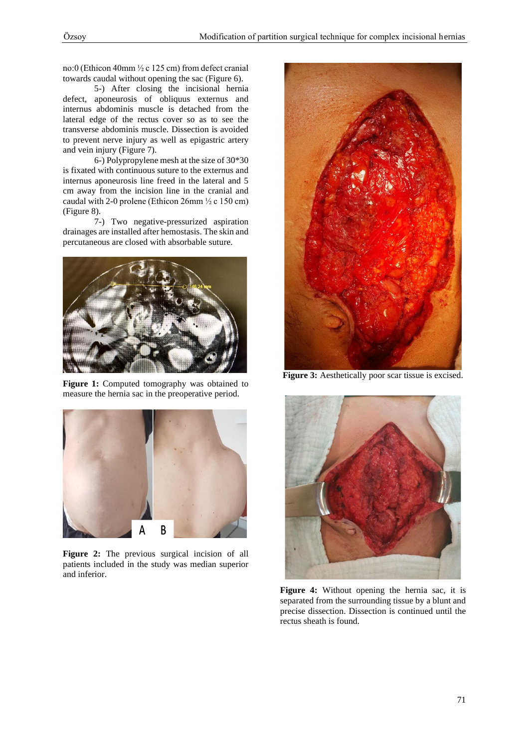no:0 (Ethicon 40mm ½ c 125 cm) from defect cranial towards caudal without opening the sac (Figure 6).

5-) After closing the incisional hernia defect, aponeurosis of obliquus externus and internus abdominis muscle is detached from the lateral edge of the rectus cover so as to see the transverse abdominis muscle. Dissection is avoided to prevent nerve injury as well as epigastric artery and vein injury (Figure 7).

6-) Polypropylene mesh at the size of 30*30 is fixated with continuous suture to the externus and internus aponeurosis line freed in the lateral and 5 cm away from the incision line in the cranial and caudal with 2-0 prolene (Ethicon 26mm ½ c 150 cm) (Figure 8).

7-) Two negative-pressurized aspiration drainages are installed after hemostasis. The skin and percutaneous are closed with absorbable suture.

**Figure 1:** Computed tomography was obtained to measure the hernia sac in the preoperative period.

**Figure 2:** The previous surgical incision of all patients included in the study was median superior and inferior.

**Figure 3:** Aesthetically poor scar tissue is excised.

**Figure 4:** Without opening the hernia sac, it is separated from the surrounding tissue by a blunt and precise dissection. Dissection is continued until the rectus sheath is found.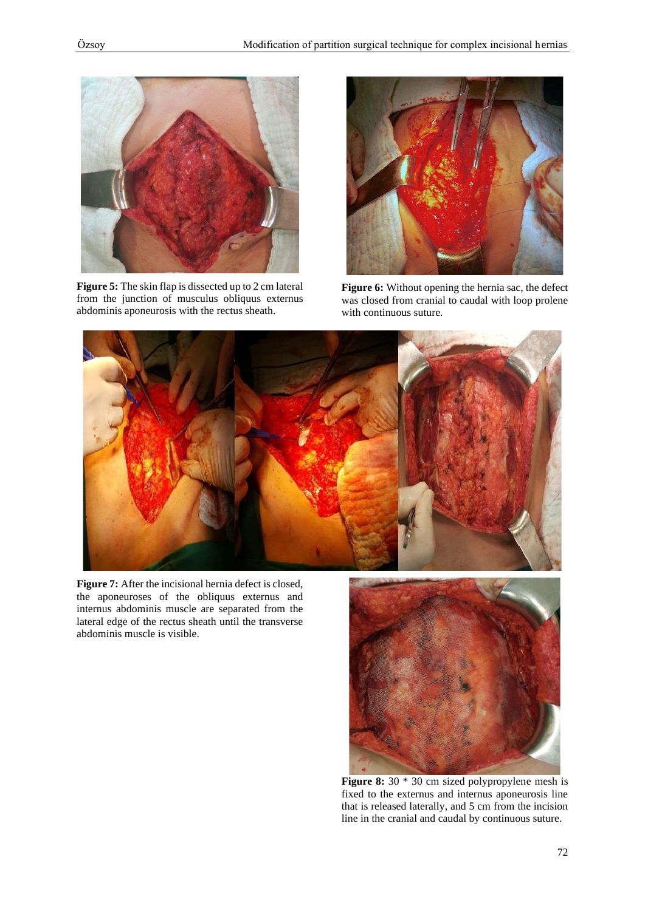**Figure 5:** The skin flap is dissected up to 2 cm lateral from the junction of musculus obliquus externus abdominis aponeurosis with the rectus sheath.

**Figure 6:** Without opening the hernia sac, the defect was closed from cranial to caudal with loop prolene with continuous suture.

**Figure 7:** After the incisional hernia defect is closed, the aponeuroses of the obliquus externus and internus abdominis muscle are separated from the lateral edge of the rectus sheath until the transverse abdominis muscle is visible.

**Figure 8:** 30 * 30 cm sized polypropylene mesh is fixed to the externus and internus aponeurosis line that is released laterally, and 5 cm from the incision line in the cranial and caudal by continuous suture.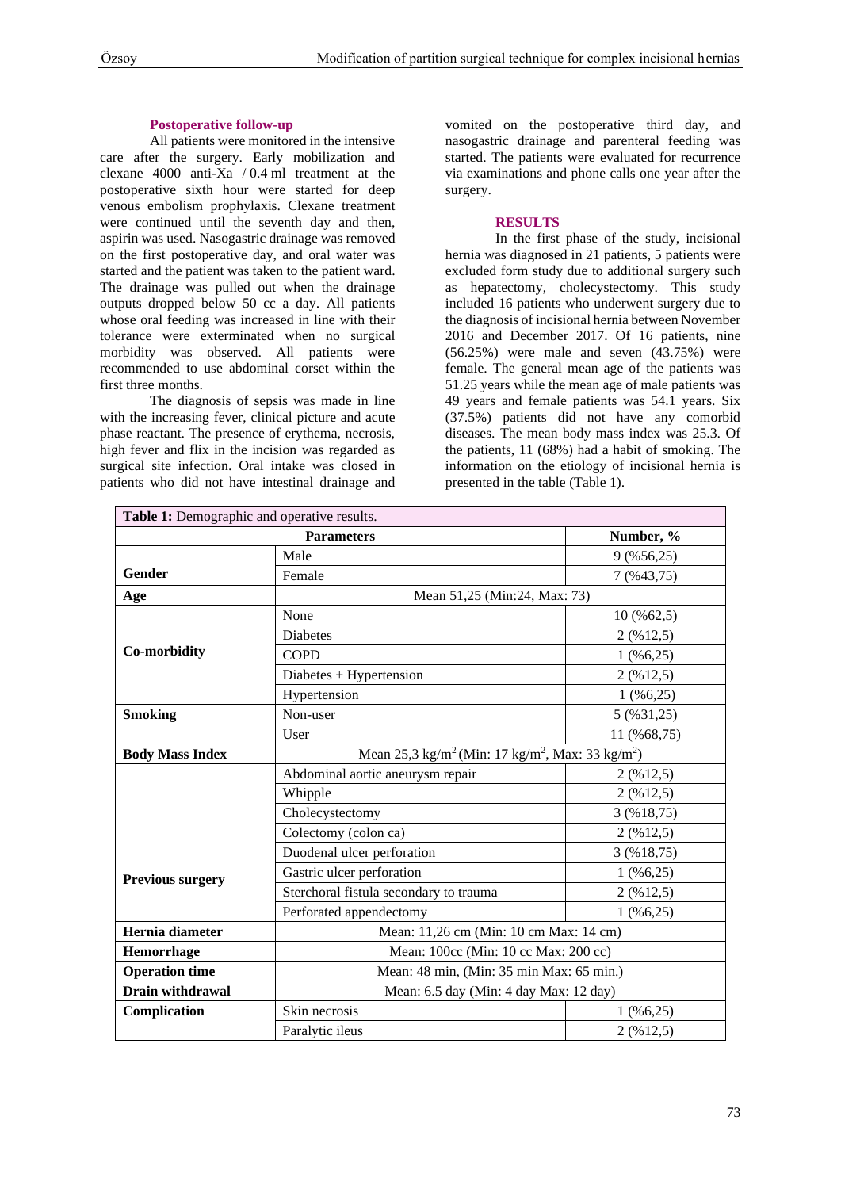### Postoperative follow-up

All patients were monitored in the intensive care after the surgery. Early mobilization and clexane 4000 anti-Xa / 0.4 ml treatment at the postoperative sixth hour were started for deep venous embolism prophylaxis. Clexane treatment were continued until the seventh day and then, aspirin was used. Nasogastric drainage was removed on the first postoperative day, and oral water was started and the patient was taken to the patient ward. The drainage was pulled out when the drainage outputs dropped below 50 cc a day. All patients whose oral feeding was increased in line with their tolerance were exterminated when no surgical morbidity was observed. All patients were recommended to use abdominal corset within the first three months.

The diagnosis of sepsis was made in line with the increasing fever, clinical picture and acute phase reactant. The presence of erythema, necrosis, high fever and flix in the incision was regarded as surgical site infection. Oral intake was closed in patients who did not have intestinal drainage and vomited on the postoperative third day, and nasogastric drainage and parenteral feeding was started. The patients were evaluated for recurrence via examinations and phone calls one year after the surgery.

## RESULTS

In the first phase of the study, incisional hernia was diagnosed in 21 patients, 5 patients were excluded form study due to additional surgery such as hepatectomy, cholecystectomy. This study included 16 patients who underwent surgery due to the diagnosis of incisional hernia between November 2016 and December 2017. Of 16 patients, nine (56.25%) were male and seven (43.75%) were female. The general mean age of the patients was 51.25 years while the mean age of male patients was 49 years and female patients was 54.1 years. Six (37.5%) patients did not have any comorbid diseases. The mean body mass index was 25.3. Of the patients, 11 (68%) had a habit of smoking. The information on the etiology of incisional hernia is presented in the table (Table 1).

**Table 1:** Demographic and operative results.

| Parameters | | Number, % |
|---|---|---|
| **Gender** | Male | 9 (%56,25) |
| | Female | 7 (%43,75) |
| **Age** | Mean 51,25 (Min:24, Max: 73) | |
| **Co-morbidity** | None | 10 (%62,5) |
| | Diabetes | 2 (%12,5) |
| | COPD | 1 (%6,25) |
| | Diabetes + Hypertension | 2 (%12,5) |
| | Hypertension | 1 (%6,25) |
| **Smoking** | Non-user | 5 (%31,25) |
| | User | 11 (%68,75) |
| **Body Mass Index** | Mean 25,3 kg/m$^2$ (Min: 17 kg/m$^2$, Max: 33 kg/m$^2$) | |
| **Previous surgery** | Abdominal aortic aneurysm repair | 2 (%12,5) |
| | Whipple | 2 (%12,5) |
| | Cholecystectomy | 3 (%18,75) |
| | Colectomy (colon ca) | 2 (%12,5) |
| | Duodenal ulcer perforation | 3 (%18,75) |
| | Gastric ulcer perforation | 1 (%6,25) |
| | Sterchoral fistula secondary to trauma | 2 (%12,5) |
| | Perforated appendectomy | 1 (%6,25) |
| **Hernia diameter** | Mean: 11,26 cm (Min: 10 cm Max: 14 cm) | |
| **Hemorrhage** | Mean: 100cc (Min: 10 cc Max: 200 cc) | |
| **Operation time** | Mean: 48 min, (Min: 35 min Max: 65 min.) | |
| **Drain withdrawal** | Mean: 6.5 day (Min: 4 day Max: 12 day) | |
| **Complication** | Skin necrosis | 1 (%6,25) |
| | Paralytic ileus | 2 (%12,5) |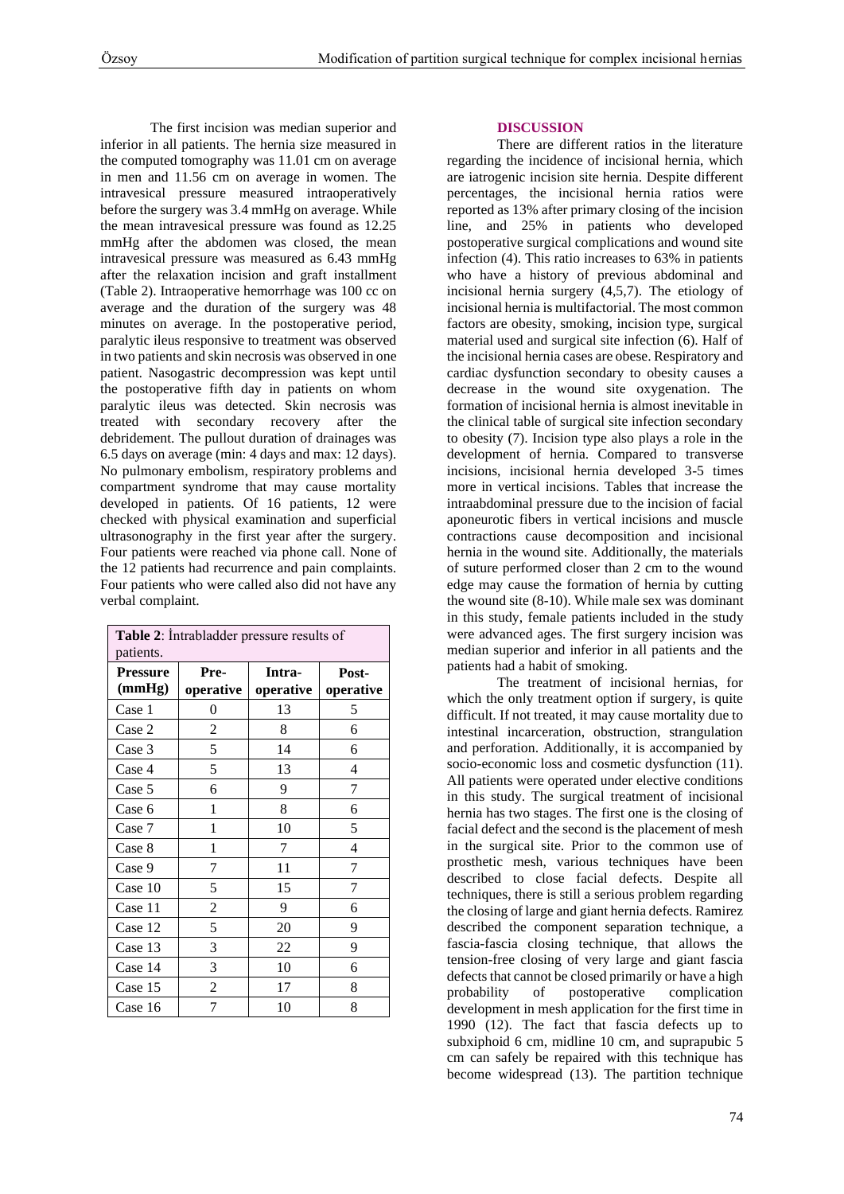The first incision was median superior and inferior in all patients. The hernia size measured in the computed tomography was 11.01 cm on average in men and 11.56 cm on average in women. The intravesical pressure measured intraoperatively before the surgery was 3.4 mmHg on average. While the mean intravesical pressure was found as 12.25 mmHg after the abdomen was closed, the mean intravesical pressure was measured as 6.43 mmHg after the relaxation incision and graft installment (Table 2). Intraoperative hemorrhage was 100 cc on average and the duration of the surgery was 48 minutes on average. In the postoperative period, paralytic ileus responsive to treatment was observed in two patients and skin necrosis was observed in one patient. Nasogastric decompression was kept until the postoperative fifth day in patients on whom paralytic ileus was detected. Skin necrosis was treated with secondary recovery after the debridement. The pullout duration of drainages was 6.5 days on average (min: 4 days and max: 12 days). No pulmonary embolism, respiratory problems and compartment syndrome that may cause mortality developed in patients. Of 16 patients, 12 were checked with physical examination and superficial ultrasonography in the first year after the surgery. Four patients were reached via phone call. None of the 12 patients had recurrence and pain complaints. Four patients who were called also did not have any verbal complaint.

**Table 2**: İntrabladder pressure results of patients.

| Pressure (mmHg) | Pre-operative | Intra-operative | Post-operative |
|---|---|---|---|
| Case 1 | 0 | 13 | 5 |
| Case 2 | 2 | 8 | 6 |
| Case 3 | 5 | 14 | 6 |
| Case 4 | 5 | 13 | 4 |
| Case 5 | 6 | 9 | 7 |
| Case 6 | 1 | 8 | 6 |
| Case 7 | 1 | 10 | 5 |
| Case 8 | 1 | 7 | 4 |
| Case 9 | 7 | 11 | 7 |
| Case 10 | 5 | 15 | 7 |
| Case 11 | 2 | 9 | 6 |
| Case 12 | 5 | 20 | 9 |
| Case 13 | 3 | 22 | 9 |
| Case 14 | 3 | 10 | 6 |
| Case 15 | 2 | 17 | 8 |
| Case 16 | 7 | 10 | 8 |

## DISCUSSION

There are different ratios in the literature regarding the incidence of incisional hernia, which are iatrogenic incision site hernia. Despite different percentages, the incisional hernia ratios were reported as 13% after primary closing of the incision line, and 25% in patients who developed postoperative surgical complications and wound site infection (4). This ratio increases to 63% in patients who have a history of previous abdominal and incisional hernia surgery (4,5,7). The etiology of incisional hernia is multifactorial. The most common factors are obesity, smoking, incision type, surgical material used and surgical site infection (6). Half of the incisional hernia cases are obese. Respiratory and cardiac dysfunction secondary to obesity causes a decrease in the wound site oxygenation. The formation of incisional hernia is almost inevitable in the clinical table of surgical site infection secondary to obesity (7). Incision type also plays a role in the development of hernia. Compared to transverse incisions, incisional hernia developed 3-5 times more in vertical incisions. Tables that increase the intraabdominal pressure due to the incision of facial aponeurotic fibers in vertical incisions and muscle contractions cause decomposition and incisional hernia in the wound site. Additionally, the materials of suture performed closer than 2 cm to the wound edge may cause the formation of hernia by cutting the wound site (8-10). While male sex was dominant in this study, female patients included in the study were advanced ages. The first surgery incision was median superior and inferior in all patients and the patients had a habit of smoking.

The treatment of incisional hernias, for which the only treatment option if surgery, is quite difficult. If not treated, it may cause mortality due to intestinal incarceration, obstruction, strangulation and perforation. Additionally, it is accompanied by socio-economic loss and cosmetic dysfunction (11). All patients were operated under elective conditions in this study. The surgical treatment of incisional hernia has two stages. The first one is the closing of facial defect and the second is the placement of mesh in the surgical site. Prior to the common use of prosthetic mesh, various techniques have been described to close facial defects. Despite all techniques, there is still a serious problem regarding the closing of large and giant hernia defects. Ramirez described the component separation technique, a fascia-fascia closing technique, that allows the tension-free closing of very large and giant fascia defects that cannot be closed primarily or have a high probability of postoperative complication development in mesh application for the first time in 1990 (12). The fact that fascia defects up to subxiphoid 6 cm, midline 10 cm, and suprapubic 5 cm can safely be repaired with this technique has become widespread (13). The partition technique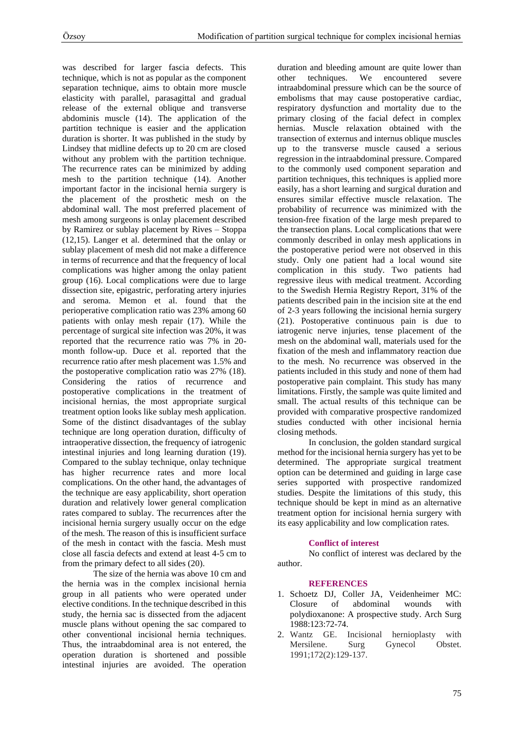was described for larger fascia defects. This technique, which is not as popular as the component separation technique, aims to obtain more muscle elasticity with parallel, parasagittal and gradual release of the external oblique and transverse abdominis muscle (14). The application of the partition technique is easier and the application duration is shorter. It was published in the study by Lindsey that midline defects up to 20 cm are closed without any problem with the partition technique. The recurrence rates can be minimized by adding mesh to the partition technique (14). Another important factor in the incisional hernia surgery is the placement of the prosthetic mesh on the abdominal wall. The most preferred placement of mesh among surgeons is onlay placement described by Ramirez or sublay placement by Rives – Stoppa (12,15). Langer et al. determined that the onlay or sublay placement of mesh did not make a difference in terms of recurrence and that the frequency of local complications was higher among the onlay patient group (16). Local complications were due to large dissection site, epigastric, perforating artery injuries and seroma. Memon et al. found that the perioperative complication ratio was 23% among 60 patients with onlay mesh repair (17). While the percentage of surgical site infection was 20%, it was reported that the recurrence ratio was 7% in 20-month follow-up. Duce et al. reported that the recurrence ratio after mesh placement was 1.5% and the postoperative complication ratio was 27% (18). Considering the ratios of recurrence and postoperative complications in the treatment of incisional hernias, the most appropriate surgical treatment option looks like sublay mesh application. Some of the distinct disadvantages of the sublay technique are long operation duration, difficulty of intraoperative dissection, the frequency of iatrogenic intestinal injuries and long learning duration (19). Compared to the sublay technique, onlay technique has higher recurrence rates and more local complications. On the other hand, the advantages of the technique are easy applicability, short operation duration and relatively lower general complication rates compared to sublay. The recurrences after the incisional hernia surgery usually occur on the edge of the mesh. The reason of this is insufficient surface of the mesh in contact with the fascia. Mesh must close all fascia defects and extend at least 4-5 cm to from the primary defect to all sides (20).

The size of the hernia was above 10 cm and the hernia was in the complex incisional hernia group in all patients who were operated under elective conditions. In the technique described in this study, the hernia sac is dissected from the adjacent muscle plans without opening the sac compared to other conventional incisional hernia techniques. Thus, the intraabdominal area is not entered, the operation duration is shortened and possible intestinal injuries are avoided. The operation duration and bleeding amount are quite lower than other techniques. We encountered severe intraabdominal pressure which can be the source of embolisms that may cause postoperative cardiac, respiratory dysfunction and mortality due to the primary closing of the facial defect in complex hernias. Muscle relaxation obtained with the transection of externus and internus oblique muscles up to the transverse muscle caused a serious regression in the intraabdominal pressure. Compared to the commonly used component separation and partition techniques, this techniques is applied more easily, has a short learning and surgical duration and ensures similar effective muscle relaxation. The probability of recurrence was minimized with the tension-free fixation of the large mesh prepared to the transection plans. Local complications that were commonly described in onlay mesh applications in the postoperative period were not observed in this study. Only one patient had a local wound site complication in this study. Two patients had regressive ileus with medical treatment. According to the Swedish Hernia Registry Report, 31% of the patients described pain in the incision site at the end of 2-3 years following the incisional hernia surgery (21). Postoperative continuous pain is due to iatrogenic nerve injuries, tense placement of the mesh on the abdominal wall, materials used for the fixation of the mesh and inflammatory reaction due to the mesh. No recurrence was observed in the patients included in this study and none of them had postoperative pain complaint. This study has many limitations. Firstly, the sample was quite limited and small. The actual results of this technique can be provided with comparative prospective randomized studies conducted with other incisional hernia closing methods.

In conclusion, the golden standard surgical method for the incisional hernia surgery has yet to be determined. The appropriate surgical treatment option can be determined and guiding in large case series supported with prospective randomized studies. Despite the limitations of this study, this technique should be kept in mind as an alternative treatment option for incisional hernia surgery with its easy applicability and low complication rates.

### Conflict of interest

No conflict of interest was declared by the author.

### REFERENCES

1. Schoetz DJ, Coller JA, Veidenheimer MC: Closure of abdominal wounds with polydioxanone: A prospective study. Arch Surg 1988:123:72-74.
2. Wantz GE. Incisional hernioplasty with Mersilene. Surg Gynecol Obstet. 1991;172(2):129-137.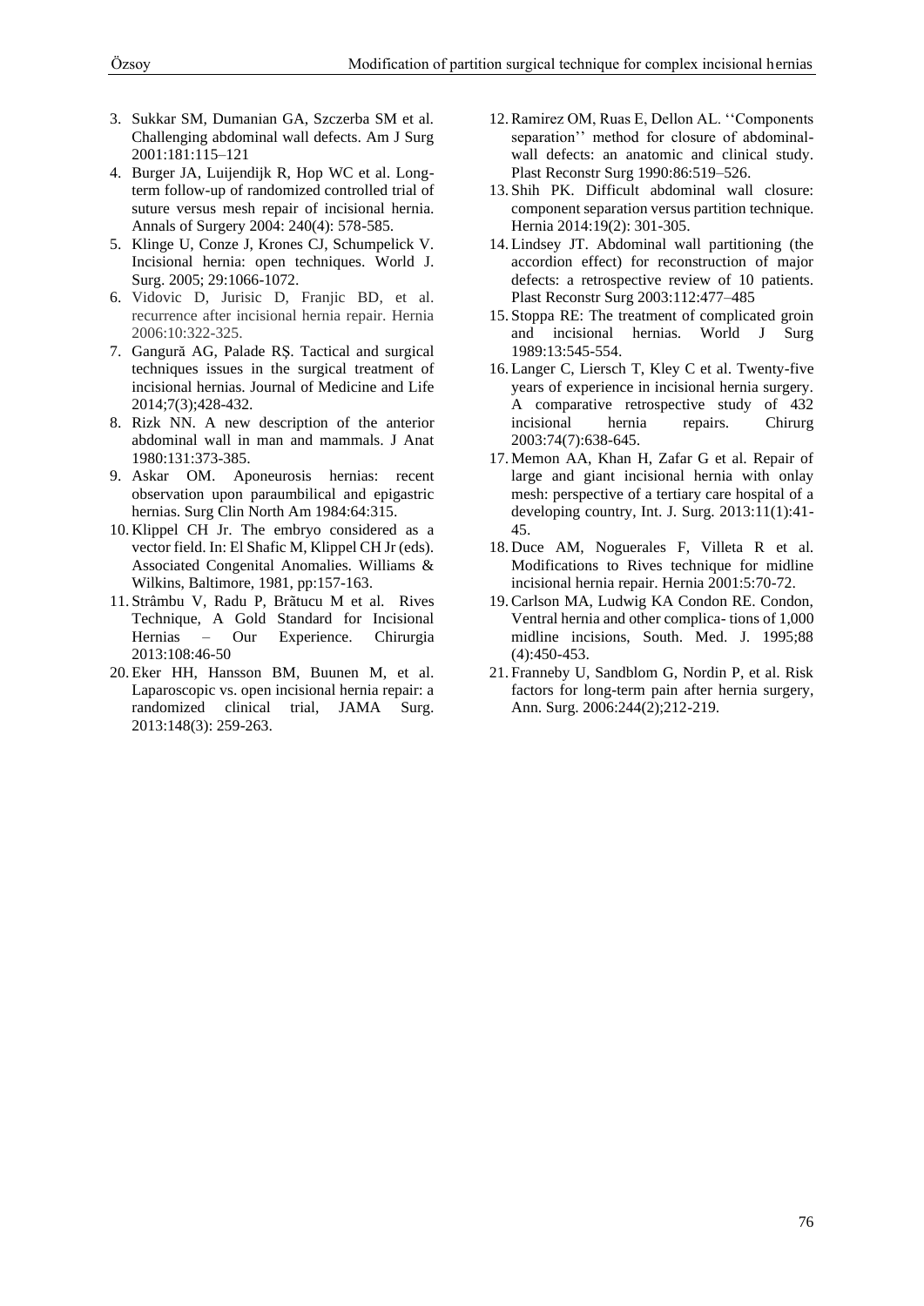3. Sukkar SM, Dumanian GA, Szczerba SM et al. Challenging abdominal wall defects. Am J Surg 2001:181:115–121
4. Burger JA, Luijendijk R, Hop WC et al. Long-term follow-up of randomized controlled trial of suture versus mesh repair of incisional hernia. Annals of Surgery 2004: 240(4): 578-585.
5. Klinge U, Conze J, Krones CJ, Schumpelick V. Incisional hernia: open techniques. World J. Surg. 2005; 29:1066-1072.
6. Vidovic D, Jurisic D, Franjic BD, et al. recurrence after incisional hernia repair. Hernia 2006:10:322-325.
7. Gangură AG, Palade RȘ. Tactical and surgical techniques issues in the surgical treatment of incisional hernias. Journal of Medicine and Life 2014;7(3);428-432.
8. Rizk NN. A new description of the anterior abdominal wall in man and mammals. J Anat 1980:131:373-385.
9. Askar OM. Aponeurosis hernias: recent observation upon paraumbilical and epigastric hernias. Surg Clin North Am 1984:64:315.
10. Klippel CH Jr. The embryo considered as a vector field. In: El Shafic M, Klippel CH Jr (eds). Associated Congenital Anomalies. Williams & Wilkins, Baltimore, 1981, pp:157-163.
11. Strâmbu V, Radu P, Brãtucu M et al. Rives Technique, A Gold Standard for Incisional Hernias – Our Experience. Chirurgia 2013:108:46-50
12. Ramirez OM, Ruas E, Dellon AL. ''Components separation'' method for closure of abdominal-wall defects: an anatomic and clinical study. Plast Reconstr Surg 1990:86:519–526.
13. Shih PK. Difficult abdominal wall closure: component separation versus partition technique. Hernia 2014:19(2): 301-305.
14. Lindsey JT. Abdominal wall partitioning (the accordion effect) for reconstruction of major defects: a retrospective review of 10 patients. Plast Reconstr Surg 2003:112:477–485
15. Stoppa RE: The treatment of complicated groin and incisional hernias. World J Surg 1989:13:545-554.
16. Langer C, Liersch T, Kley C et al. Twenty-five years of experience in incisional hernia surgery. A comparative retrospective study of 432 incisional hernia repairs. Chirurg 2003:74(7):638-645.
17. Memon AA, Khan H, Zafar G et al. Repair of large and giant incisional hernia with onlay mesh: perspective of a tertiary care hospital of a developing country, Int. J. Surg. 2013:11(1):41-45.
18. Duce AM, Noguerales F, Villeta R et al. Modifications to Rives technique for midline incisional hernia repair. Hernia 2001:5:70-72.
19. Carlson MA, Ludwig KA Condon RE. Condon, Ventral hernia and other complica- tions of 1,000 midline incisions, South. Med. J. 1995;88 (4):450-453.
20. Eker HH, Hansson BM, Buunen M, et al. Laparoscopic vs. open incisional hernia repair: a randomized clinical trial, JAMA Surg. 2013:148(3): 259-263.
21. Franneby U, Sandblom G, Nordin P, et al. Risk factors for long-term pain after hernia surgery, Ann. Surg. 2006:244(2);212-219.